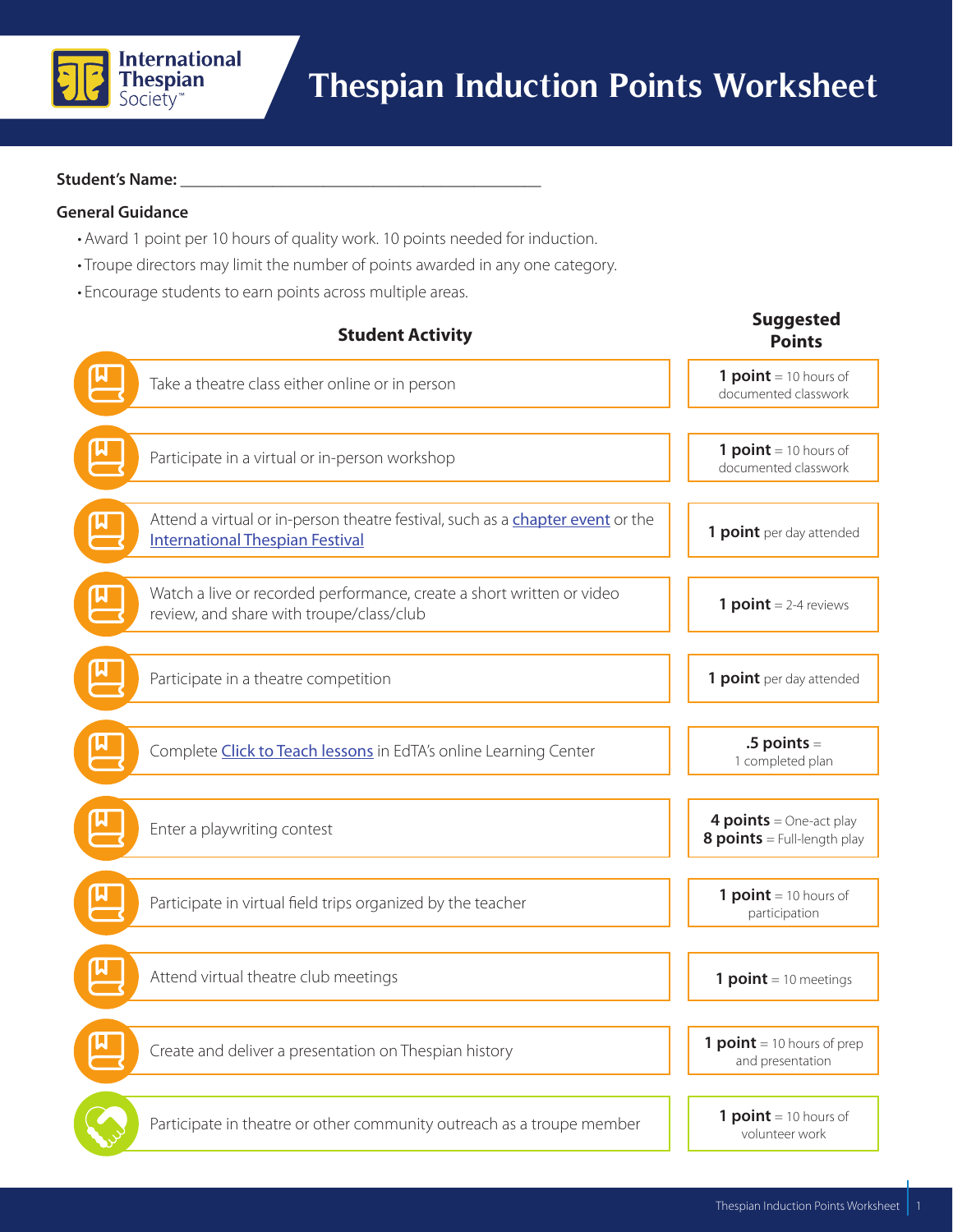# Thespian Induction Points Worksheet

**Student's Name:** ___________________________________________

**General Guidance**

- Award 1 point per 10 hours of quality work. 10 points needed for induction.
- Troupe directors may limit the number of points awarded in any one category.
- Encourage students to earn points across multiple areas.

| Student Activity | Suggested Points |
|---|---|
| Take a theatre class either online or in person | **1 point** = 10 hours of documented classwork |
| Participate in a virtual or in-person workshop | **1 point** = 10 hours of documented classwork |
| Attend a virtual or in-person theatre festival, such as a chapter event or the International Thespian Festival | **1 point** per day attended |
| Watch a live or recorded performance, create a short written or video review, and share with troupe/class/club | **1 point** = 2-4 reviews |
| Participate in a theatre competition | **1 point** per day attended |
| Complete Click to Teach lessons in EdTA's online Learning Center | **.5 points** = 1 completed plan |
| Enter a playwriting contest | **4 points** = One-act play<br>**8 points** = Full-length play |
| Participate in virtual field trips organized by the teacher | **1 point** = 10 hours of participation |
| Attend virtual theatre club meetings | **1 point** = 10 meetings |
| Create and deliver a presentation on Thespian history | **1 point** = 10 hours of prep and presentation |
| Participate in theatre or other community outreach as a troupe member | **1 point** = 10 hours of volunteer work |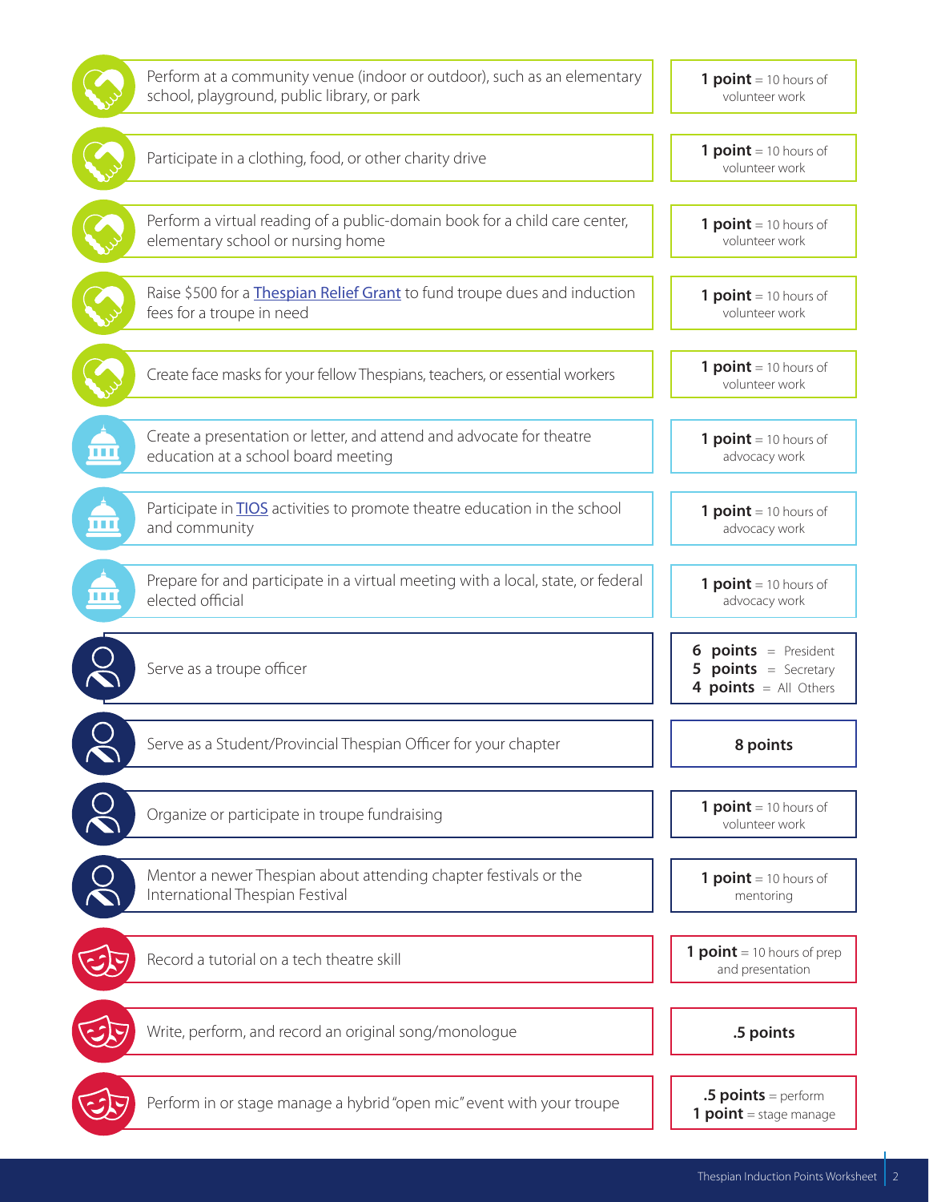| Activity | Points |
| --- | --- |
| Perform at a community venue (indoor or outdoor), such as an elementary school, playground, public library, or park | **1 point** = 10 hours of volunteer work |
| Participate in a clothing, food, or other charity drive | **1 point** = 10 hours of volunteer work |
| Perform a virtual reading of a public-domain book for a child care center, elementary school or nursing home | **1 point** = 10 hours of volunteer work |
| Raise $500 for a Thespian Relief Grant to fund troupe dues and induction fees for a troupe in need | **1 point** = 10 hours of volunteer work |
| Create face masks for your fellow Thespians, teachers, or essential workers | **1 point** = 10 hours of volunteer work |
| Create a presentation or letter, and attend and advocate for theatre education at a school board meeting | **1 point** = 10 hours of advocacy work |
| Participate in TIOS activities to promote theatre education in the school and community | **1 point** = 10 hours of advocacy work |
| Prepare for and participate in a virtual meeting with a local, state, or federal elected official | **1 point** = 10 hours of advocacy work |
| Serve as a troupe officer | **6 points** = President<br>**5 points** = Secretary<br>**4 points** = All Others |
| Serve as a Student/Provincial Thespian Officer for your chapter | **8 points** |
| Organize or participate in troupe fundraising | **1 point** = 10 hours of volunteer work |
| Mentor a newer Thespian about attending chapter festivals or the International Thespian Festival | **1 point** = 10 hours of mentoring |
| Record a tutorial on a tech theatre skill | **1 point** = 10 hours of prep and presentation |
| Write, perform, and record an original song/monologue | **.5 points** |
| Perform in or stage manage a hybrid "open mic" event with your troupe | **.5 points** = perform<br>**1 point** = stage manage |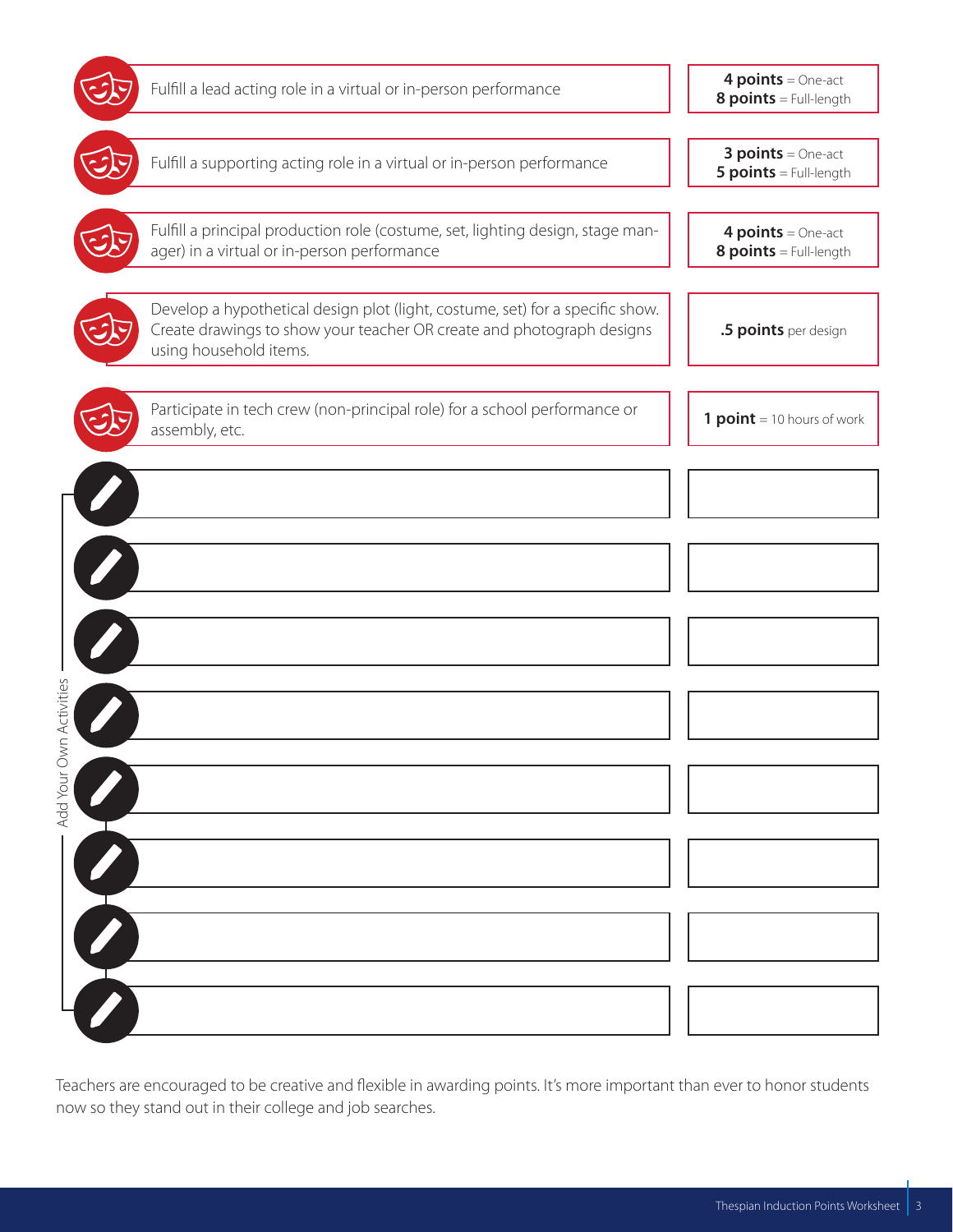| Activity | Points |
| --- | --- |
| Fulfill a lead acting role in a virtual or in-person performance | **4 points** = One-act<br>**8 points** = Full-length |
| Fulfill a supporting acting role in a virtual or in-person performance | **3 points** = One-act<br>**5 points** = Full-length |
| Fulfill a principal production role (costume, set, lighting design, stage manager) in a virtual or in-person performance | **4 points** = One-act<br>**8 points** = Full-length |
| Develop a hypothetical design plot (light, costume, set) for a specific show. Create drawings to show your teacher OR create and photograph designs using household items. | **.5 points** per design |
| Participate in tech crew (non-principal role) for a school performance or assembly, etc. | **1 point** = 10 hours of work |

Add Your Own Activities

| Activity | Points |
| --- | --- |
| | |
| | |
| | |
| | |
| | |
| | |
| | |
| | |

Teachers are encouraged to be creative and flexible in awarding points. It's more important than ever to honor students now so they stand out in their college and job searches.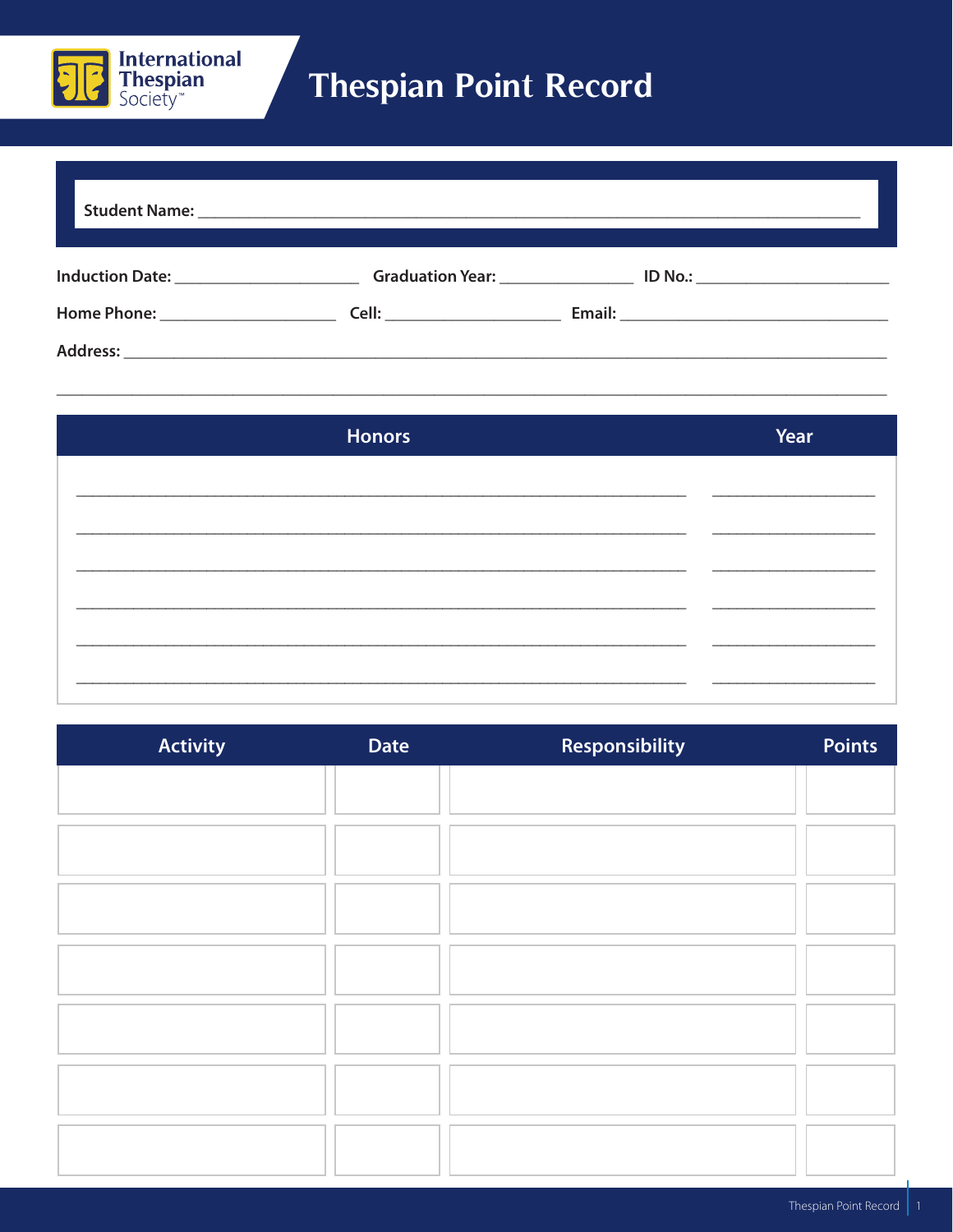# Thespian Point Record

International Thespian Society™

**Student Name:** ____________________________________________

**Induction Date:** ____________________ **Graduation Year:** ______________ **ID No.:** ____________________

**Home Phone:** ____________________ **Cell:** ____________________ **Email:** ______________________________

**Address:** ______________________________________________________________________________

______________________________________________________________________________

| Honors | Year |
|---|---|
| | |
| | |
| | |
| | |
| | |
| | |

| Activity | Date | Responsibility | Points |
|---|---|---|---|
| | | | |
| | | | |
| | | | |
| | | | |
| | | | |
| | | | |
| | | | |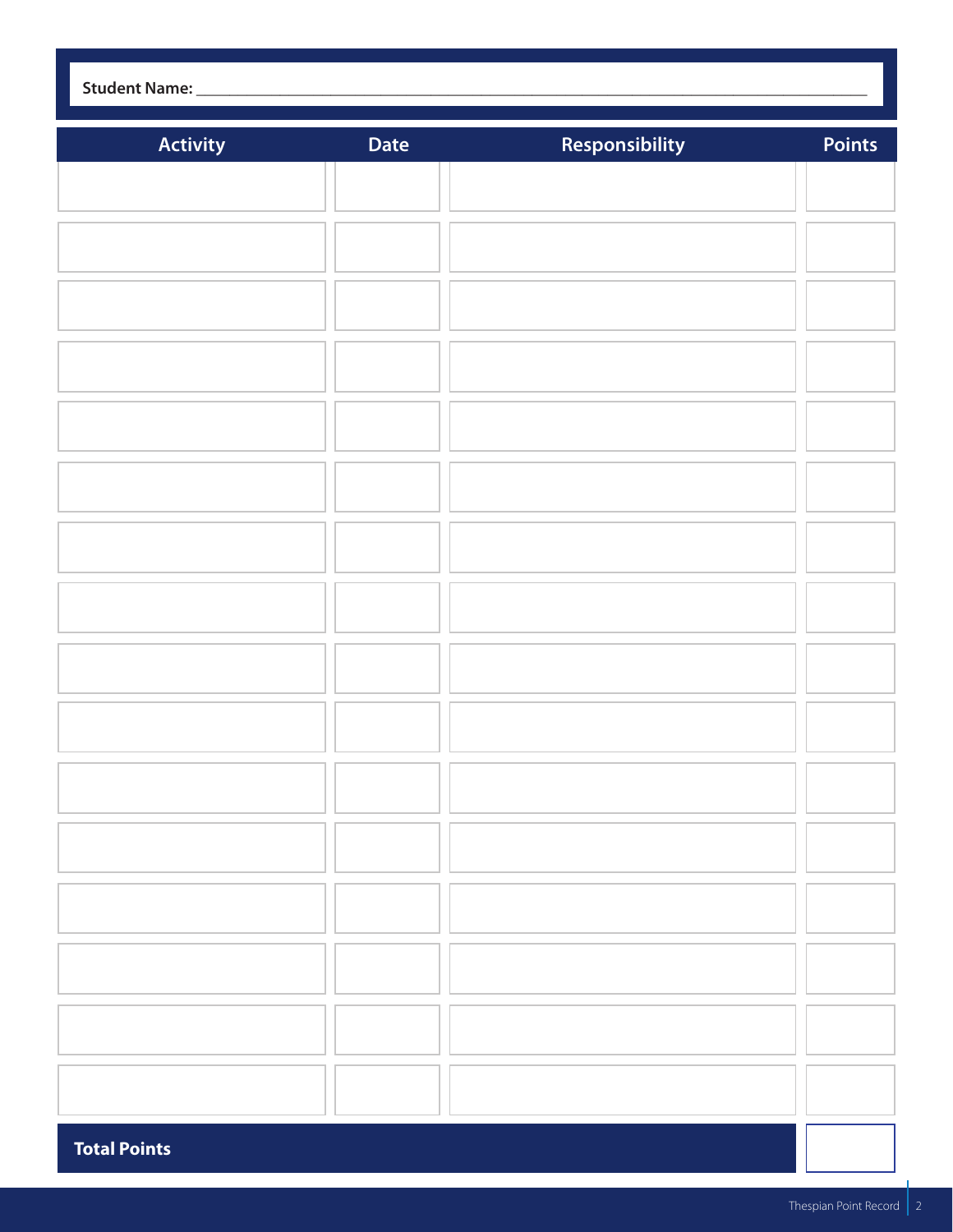**Student Name:** ______________________________________________

| Activity | Date | Responsibility | Points |
|---|---|---|---|
| | | | |
| | | | |
| | | | |
| | | | |
| | | | |
| | | | |
| | | | |
| | | | |
| | | | |
| | | | |
| | | | |
| | | | |
| | | | |
| | | | |
| | | | |
| | | | |
| **Total Points** | | | |